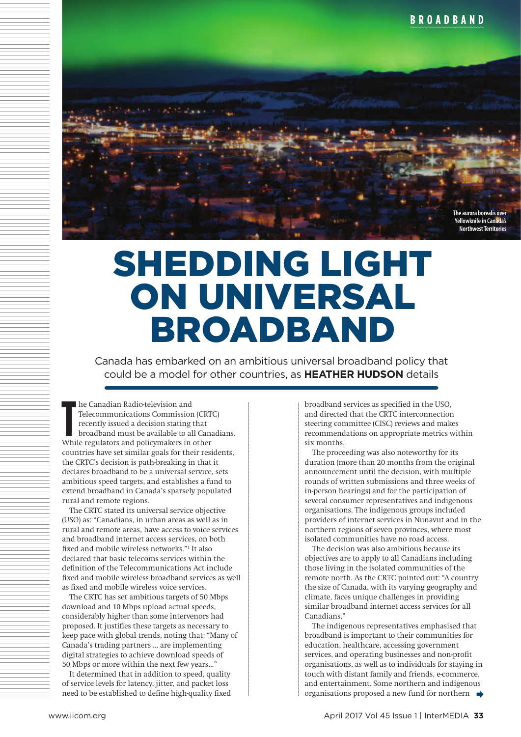The aurora borealis over Yellowknife in Canada's Northwest Territories

# SHEDDING LIGHT ON UNIVERSAL BROADBAND

Canada has embarked on an ambitious universal broadband policy that could be a model for other countries, as **HEATHER HUDSON** details

The Canadian Radio-television and Telecommunications Commission (CRTC) recently issued a decision stating that broadband must be available to all Canadians. While regulators and policymakers in other countries have set similar goals for their residents, the CRTC's decision is path-breaking in that it declares broadband to be a universal service, sets ambitious speed targets, and establishes a fund to extend broadband in Canada's sparsely populated rural and remote regions.

The CRTC stated its universal service objective (USO) as: "Canadians, in urban areas as well as in rural and remote areas, have access to voice services and broadband internet access services, on both fixed and mobile wireless networks."[1] It also declared that basic telecoms services within the definition of the Telecommunications Act include fixed and mobile wireless broadband services as well as fixed and mobile wireless voice services.

The CRTC has set ambitious targets of 50 Mbps download and 10 Mbps upload actual speeds, considerably higher than some intervenors had proposed. It justifies these targets as necessary to keep pace with global trends, noting that: "Many of Canada's trading partners ... are implementing digital strategies to achieve download speeds of 50 Mbps or more within the next few years..."

It determined that in addition to speed, quality of service levels for latency, jitter, and packet loss need to be established to define high-quality fixed broadband services as specified in the USO, and directed that the CRTC interconnection steering committee (CISC) reviews and makes recommendations on appropriate metrics within six months.

The proceeding was also noteworthy for its duration (more than 20 months from the original announcement until the decision, with multiple rounds of written submissions and three weeks of in-person hearings) and for the participation of several consumer representatives and indigenous organisations. The indigenous groups included providers of internet services in Nunavut and in the northern regions of seven provinces, where most isolated communities have no road access.

The decision was also ambitious because its objectives are to apply to all Canadians including those living in the isolated communities of the remote north. As the CRTC pointed out: "A country the size of Canada, with its varying geography and climate, faces unique challenges in providing similar broadband internet access services for all Canadians."

The indigenous representatives emphasised that broadband is important to their communities for education, healthcare, accessing government services, and operating businesses and non-profit organisations, as well as to individuals for staying in touch with distant family and friends, e-commerce, and entertainment. Some northern and indigenous organisations proposed a new fund for northern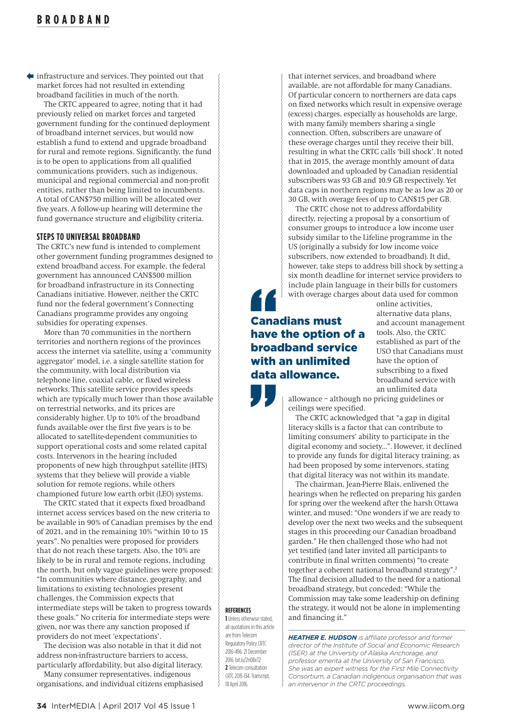infrastructure and services. They pointed out that market forces had not resulted in extending broadband facilities in much of the north.

The CRTC appeared to agree, noting that it had previously relied on market forces and targeted government funding for the continued deployment of broadband internet services, but would now establish a fund to extend and upgrade broadband for rural and remote regions. Significantly, the fund is to be open to applications from all qualified communications providers, such as indigenous, municipal and regional commercial and non-profit entities, rather than being limited to incumbents. A total of CAN$750 million will be allocated over five years. A follow-up hearing will determine the fund governance structure and eligibility criteria.

### STEPS TO UNIVERSAL BROADBAND

The CRTC's new fund is intended to complement other government funding programmes designed to extend broadband access. For example, the federal government has announced CAN$500 million for broadband infrastructure in its Connecting Canadians initiative. However, neither the CRTC fund nor the federal government's Connecting Canadians programme provides any ongoing subsidies for operating expenses.

More than 70 communities in the northern territories and northern regions of the provinces access the internet via satellite, using a 'community aggregator' model, i.e. a single satellite station for the community, with local distribution via telephone line, coaxial cable, or fixed wireless networks. This satellite service provides speeds which are typically much lower than those available on terrestrial networks, and its prices are considerably higher. Up to 10% of the broadband funds available over the first five years is to be allocated to satellite-dependent communities to support operational costs and some related capital costs. Intervenors in the hearing included proponents of new high throughput satellite (HTS) systems that they believe will provide a viable solution for remote regions, while others championed future low earth orbit (LEO) systems.

The CRTC stated that it expects fixed broadband internet access services based on the new criteria to be available in 90% of Canadian premises by the end of 2021, and in the remaining 10% "within 10 to 15 years". No penalties were proposed for providers that do not reach these targets. Also, the 10% are likely to be in rural and remote regions, including the north, but only vague guidelines were proposed: "In communities where distance, geography, and limitations to existing technologies present challenges, the Commission expects that intermediate steps will be taken to progress towards these goals." No criteria for intermediate steps were given, nor was there any sanction proposed if providers do not meet 'expectations'.

The decision was also notable in that it did not address non-infrastructure barriers to access, particularly affordability, but also digital literacy.

Many consumer representatives, indigenous organisations, and individual citizens emphasised that internet services, and broadband where available, are not affordable for many Canadians. Of particular concern to northerners are data caps on fixed networks which result in expensive overage (excess) charges, especially as households are large, with many family members sharing a single connection. Often, subscribers are unaware of these overage charges until they receive their bill, resulting in what the CRTC calls 'bill shock'. It noted that in 2015, the average monthly amount of data downloaded and uploaded by Canadian residential subscribers was 93 GB and 10.9 GB respectively. Yet data caps in northern regions may be as low as 20 or 30 GB, with overage fees of up to CAN$15 per GB.

The CRTC chose not to address affordability directly, rejecting a proposal by a consortium of consumer groups to introduce a low income user subsidy similar to the Lifeline programme in the US (originally a subsidy for low income voice subscribers, now extended to broadband). It did, however, take steps to address bill shock by setting a six month deadline for internet service providers to include plain language in their bills for customers with overage charges about data used for common online activities, alternative data plans, and account management tools. Also, the CRTC established as part of the USO that Canadians must have the option of subscribing to a fixed broadband service with an unlimited data allowance – although no pricing guidelines or ceilings were specified.

> **"Canadians must have the option of a broadband service with an unlimited data allowance."**

The CRTC acknowledged that "a gap in digital literacy skills is a factor that can contribute to limiting consumers' ability to participate in the digital economy and society...". However, it declined to provide any funds for digital literacy training, as had been proposed by some intervenors, stating that digital literacy was not within its mandate.

The chairman, Jean-Pierre Blais, enlivened the hearings when he reflected on preparing his garden for spring over the weekend after the harsh Ottawa winter, and mused: "One wonders if we are ready to develop over the next two weeks and the subsequent stages in this proceeding our Canadian broadband garden." He then challenged those who had not yet testified (and later invited all participants to contribute in final written comments) "to create together a coherent national broadband strategy".[2] The final decision alluded to the need for a national broadband strategy, but conceded: "While the Commission may take some leadership on defining the strategy, it would not be alone in implementing and financing it."

***HEATHER E. HUDSON** is affiliate professor and former director of the Institute of Social and Economic Research (ISER) at the University of Alaska Anchorage, and professor emerita at the University of San Francisco. She was an expert witness for the First Mile Connectivity Consortium, a Canadian indigenous organisation that was an intervenor in the CRTC proceedings.*

#### REFERENCES

**1** Unless otherwise stated, all quotations in this article are from Telecom Regulatory Policy CRTC 2016-496. 21 December 2016. bit.ly/2n08xT2

**2** Telecom consultation CRTC 2015-134. Transcript, 18 April 2016.